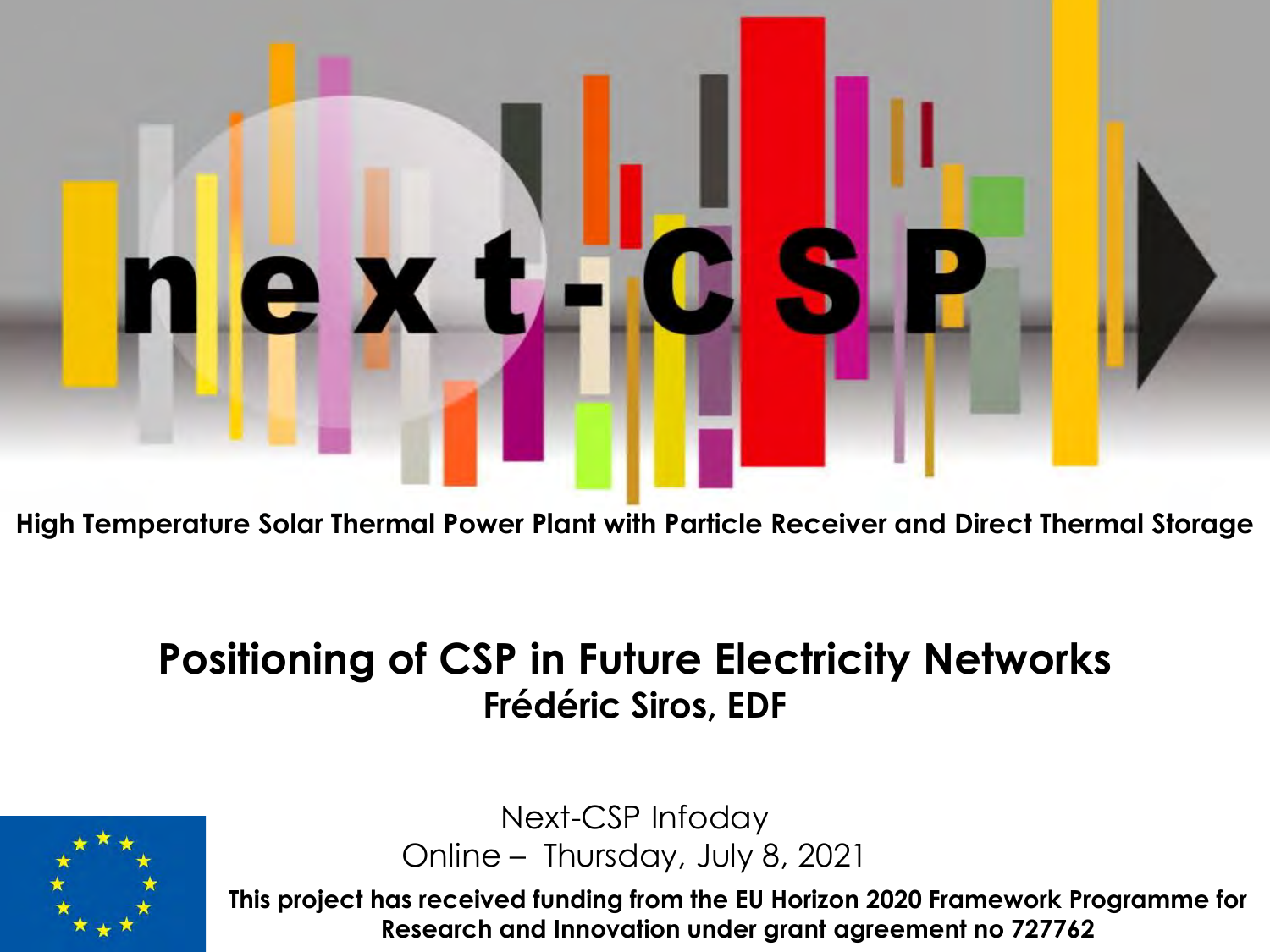# next-CSP

**High Temperature Solar Thermal Power Plant with Particle Receiver and Direct Thermal Storage**

## Positioning of CSP in Future Electricity Networks

**Frédéric Siros, EDF**

Next-CSP Infoday
Online – Thursday, July 8, 2021

**This project has received funding from the EU Horizon 2020 Framework Programme for Research and Innovation under grant agreement no 727762**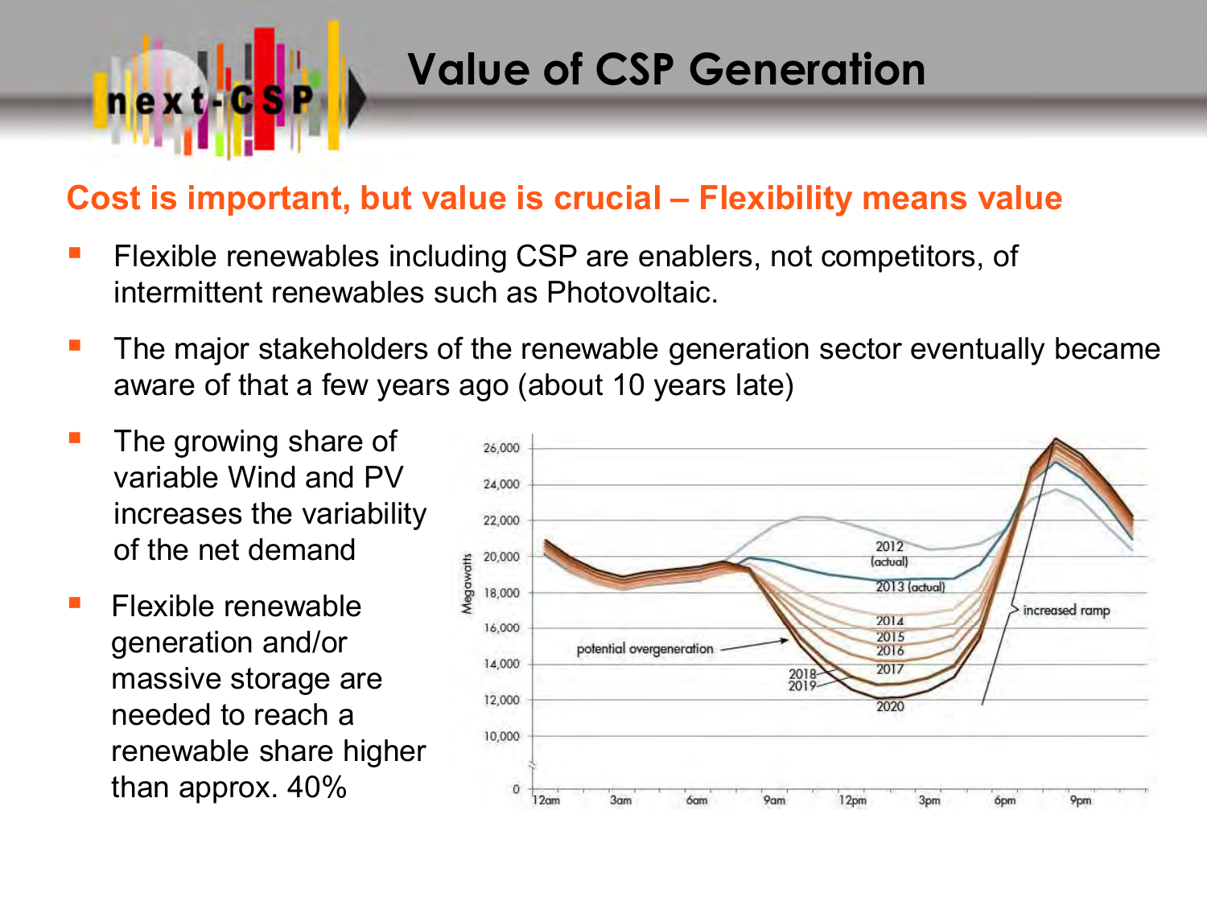# Value of CSP Generation

## Cost is important, but value is crucial – Flexibility means value

- Flexible renewables including CSP are enablers, not competitors, of intermittent renewables such as Photovoltaic.
- The major stakeholders of the renewable generation sector eventually became aware of that a few years ago (about 10 years late)
- The growing share of variable Wind and PV increases the variability of the net demand
- Flexible renewable generation and/or massive storage are needed to reach a renewable share higher than approx. 40%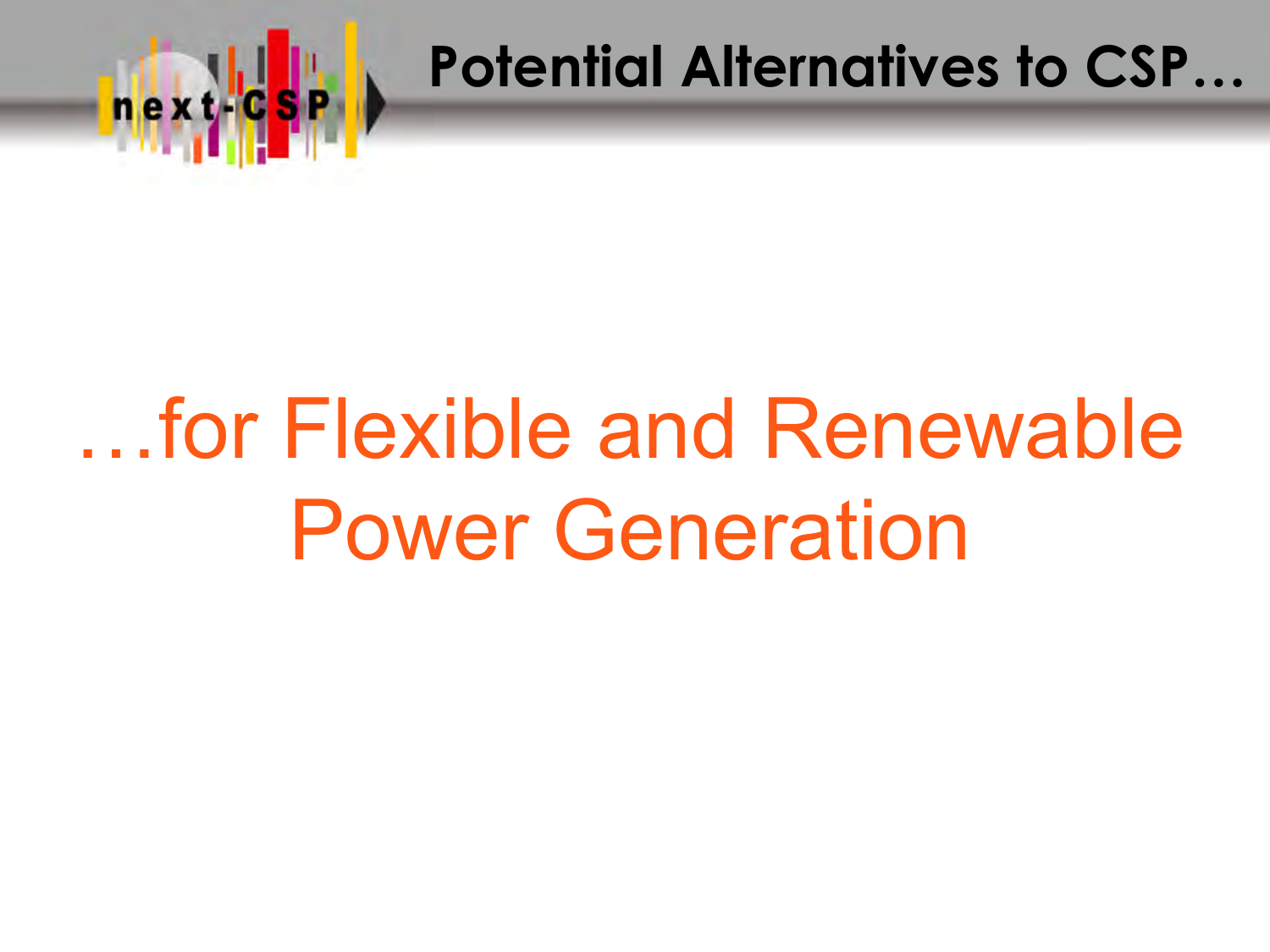# Potential Alternatives to CSP…

## …for Flexible and Renewable Power Generation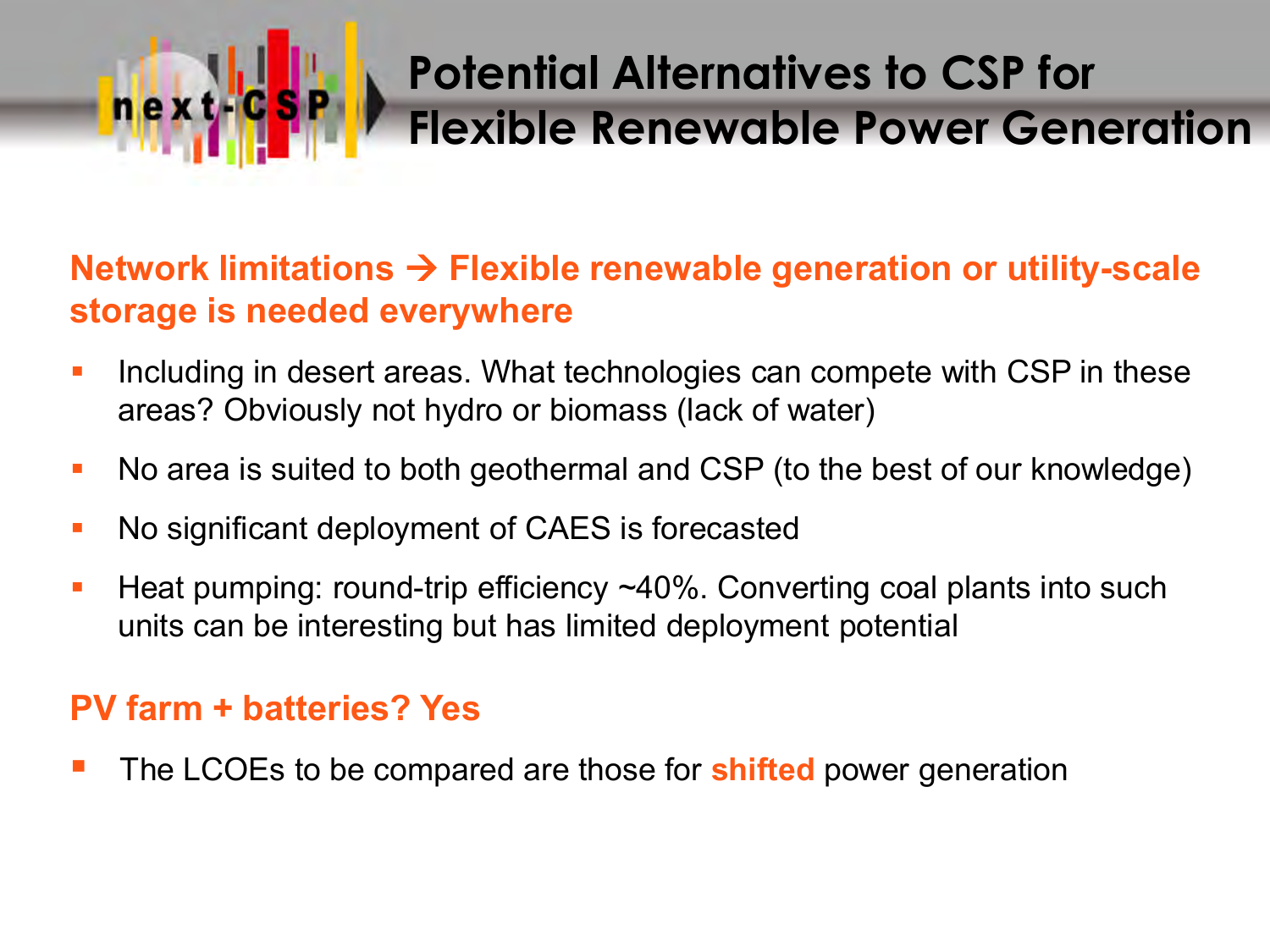# Potential Alternatives to CSP for Flexible Renewable Power Generation

## Network limitations → Flexible renewable generation or utility-scale storage is needed everywhere

- Including in desert areas. What technologies can compete with CSP in these areas? Obviously not hydro or biomass (lack of water)
- No area is suited to both geothermal and CSP (to the best of our knowledge)
- No significant deployment of CAES is forecasted
- Heat pumping: round-trip efficiency ~40%. Converting coal plants into such units can be interesting but has limited deployment potential

## PV farm + batteries? Yes

- The LCOEs to be compared are those for **shifted** power generation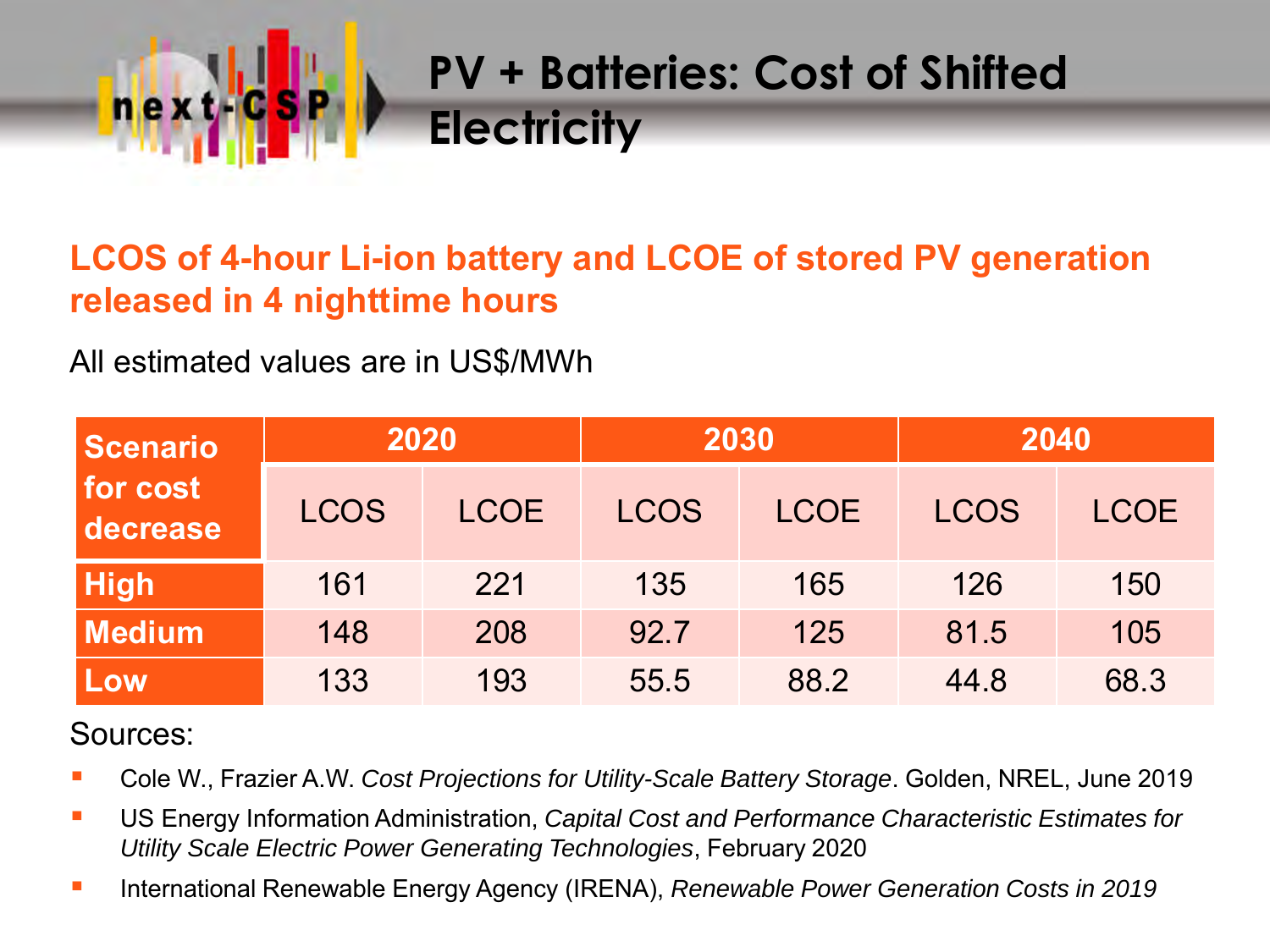# PV + Batteries: Cost of Shifted Electricity

## LCOS of 4-hour Li-ion battery and LCOE of stored PV generation released in 4 nighttime hours

All estimated values are in US$/MWh

| Scenario for cost decrease | 2020 | | 2030 | | 2040 | |
|---|---|---|---|---|---|---|
| | LCOS | LCOE | LCOS | LCOE | LCOS | LCOE |
| **High** | 161 | 221 | 135 | 165 | 126 | 150 |
| **Medium** | 148 | 208 | 92.7 | 125 | 81.5 | 105 |
| **Low** | 133 | 193 | 55.5 | 88.2 | 44.8 | 68.3 |

Sources:

- Cole W., Frazier A.W. *Cost Projections for Utility-Scale Battery Storage*. Golden, NREL, June 2019
- US Energy Information Administration, *Capital Cost and Performance Characteristic Estimates for Utility Scale Electric Power Generating Technologies*, February 2020
- International Renewable Energy Agency (IRENA), *Renewable Power Generation Costs in 2019*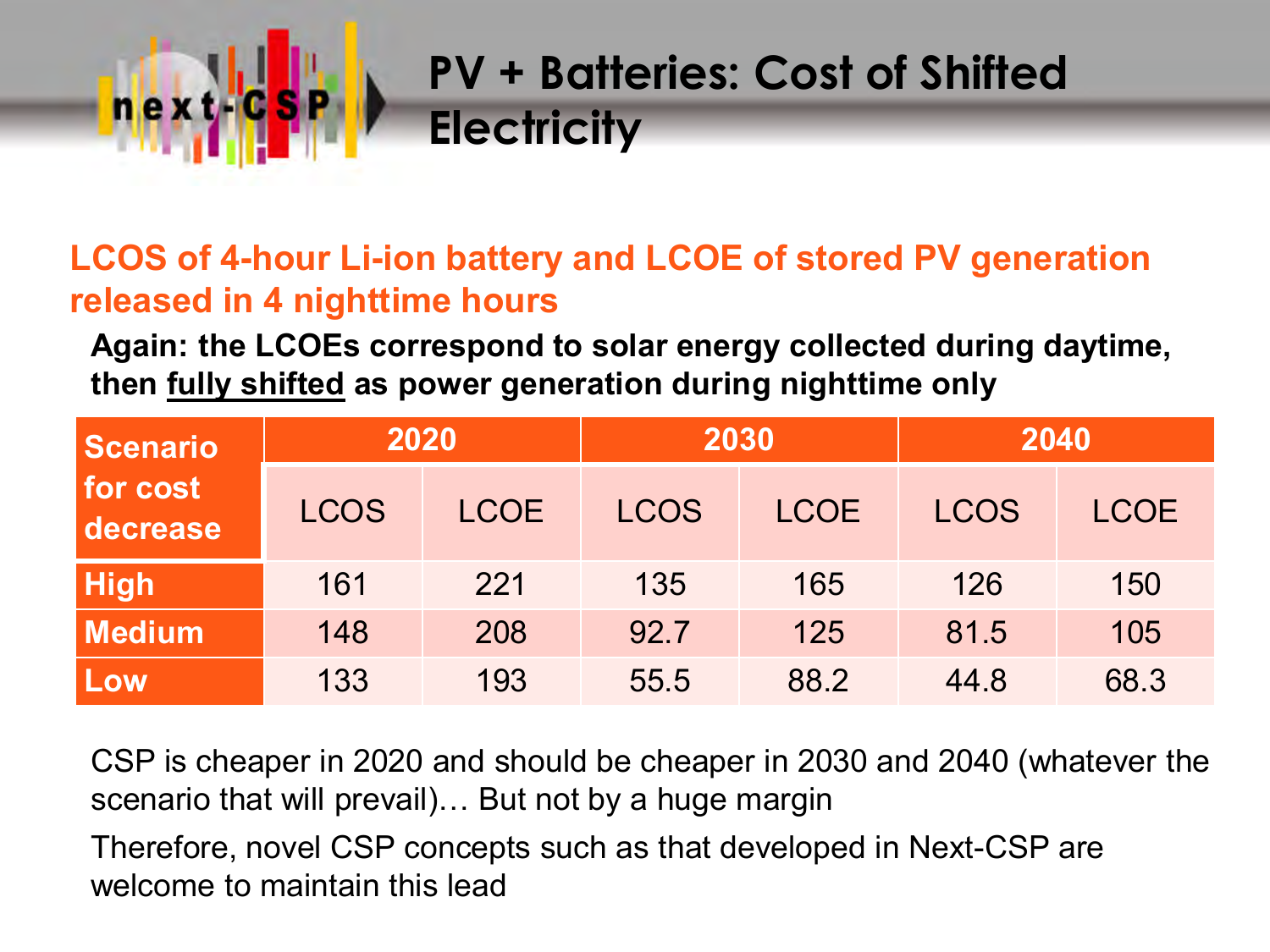# PV + Batteries: Cost of Shifted Electricity

## LCOS of 4-hour Li-ion battery and LCOE of stored PV generation released in 4 nighttime hours

**Again: the LCOEs correspond to solar energy collected during daytime, then fully shifted as power generation during nighttime only**

| Scenario for cost decrease | 2020 | | 2030 | | 2040 | |
|---|---|---|---|---|---|---|
| | LCOS | LCOE | LCOS | LCOE | LCOS | LCOE |
| **High** | 161 | 221 | 135 | 165 | 126 | 150 |
| **Medium** | 148 | 208 | 92.7 | 125 | 81.5 | 105 |
| **Low** | 133 | 193 | 55.5 | 88.2 | 44.8 | 68.3 |

CSP is cheaper in 2020 and should be cheaper in 2030 and 2040 (whatever the scenario that will prevail)… But not by a huge margin

Therefore, novel CSP concepts such as that developed in Next-CSP are welcome to maintain this lead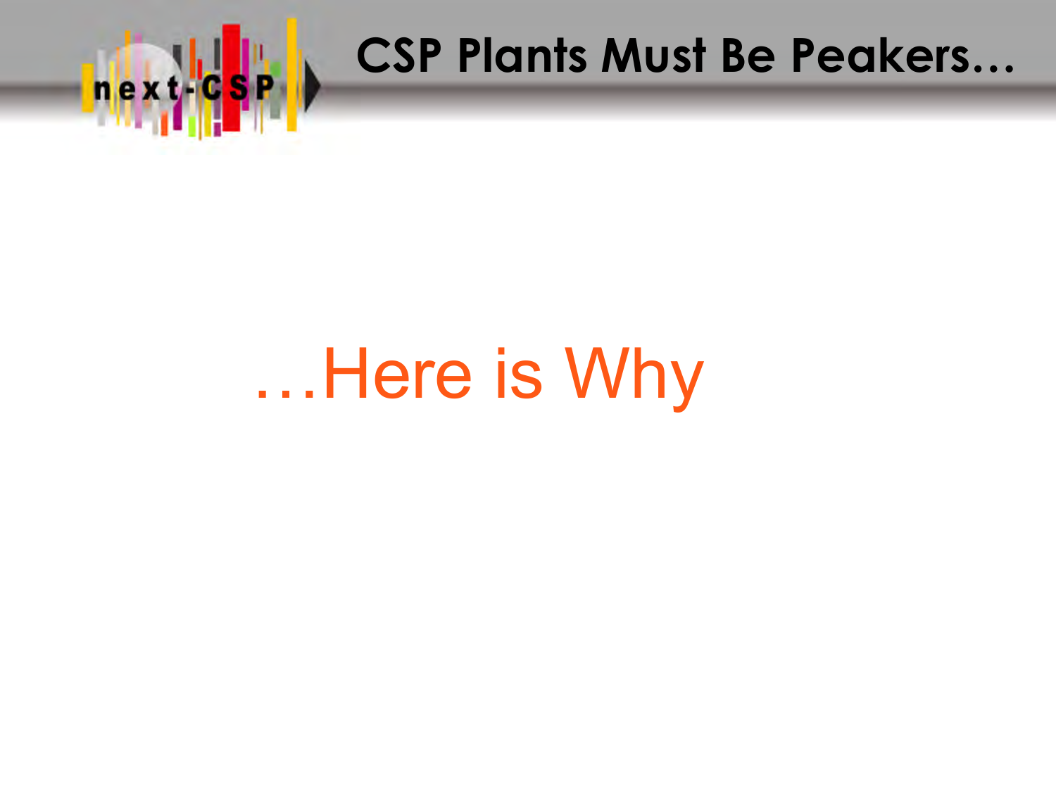# CSP Plants Must Be Peakers…

…Here is Why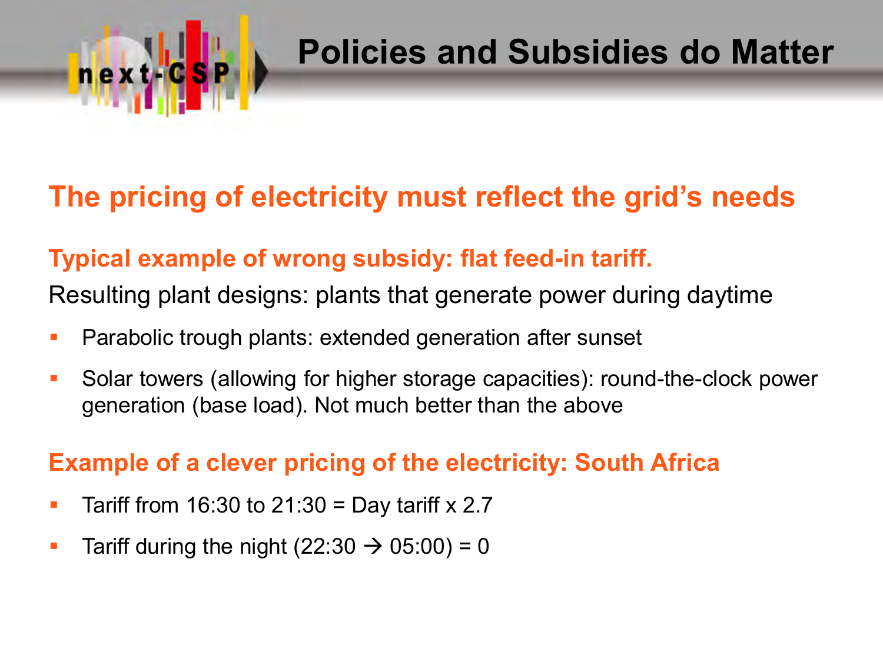# Policies and Subsidies do Matter

## The pricing of electricity must reflect the grid's needs

### Typical example of wrong subsidy: flat feed-in tariff.

Resulting plant designs: plants that generate power during daytime

- Parabolic trough plants: extended generation after sunset
- Solar towers (allowing for higher storage capacities): round-the-clock power generation (base load). Not much better than the above

### Example of a clever pricing of the electricity: South Africa

- Tariff from 16:30 to 21:30 = Day tariff x 2.7
- Tariff during the night (22:30 → 05:00) = 0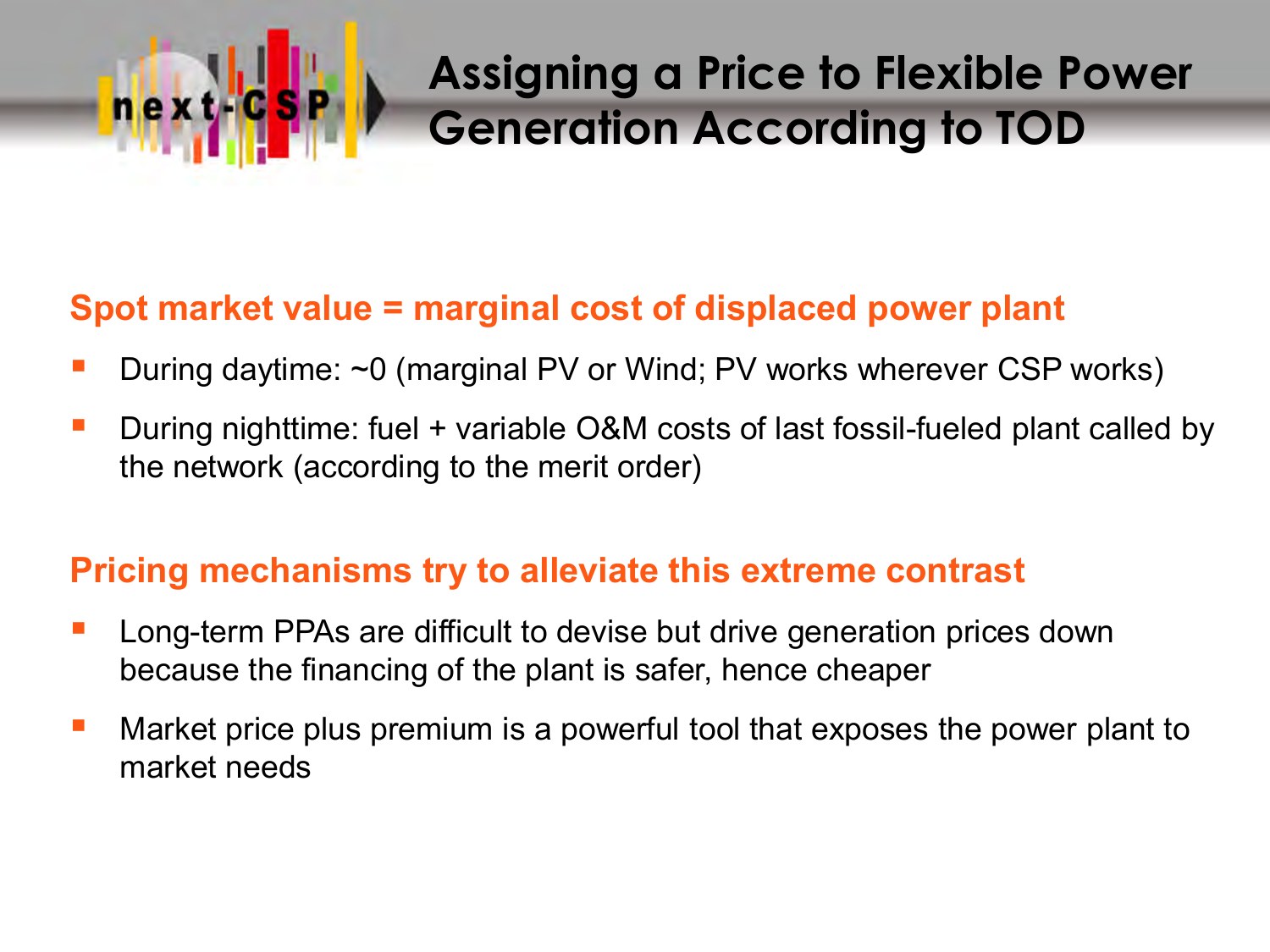# Assigning a Price to Flexible Power Generation According to TOD

## Spot market value = marginal cost of displaced power plant

- During daytime: ~0 (marginal PV or Wind; PV works wherever CSP works)
- During nighttime: fuel + variable O&M costs of last fossil-fueled plant called by the network (according to the merit order)

## Pricing mechanisms try to alleviate this extreme contrast

- Long-term PPAs are difficult to devise but drive generation prices down because the financing of the plant is safer, hence cheaper
- Market price plus premium is a powerful tool that exposes the power plant to market needs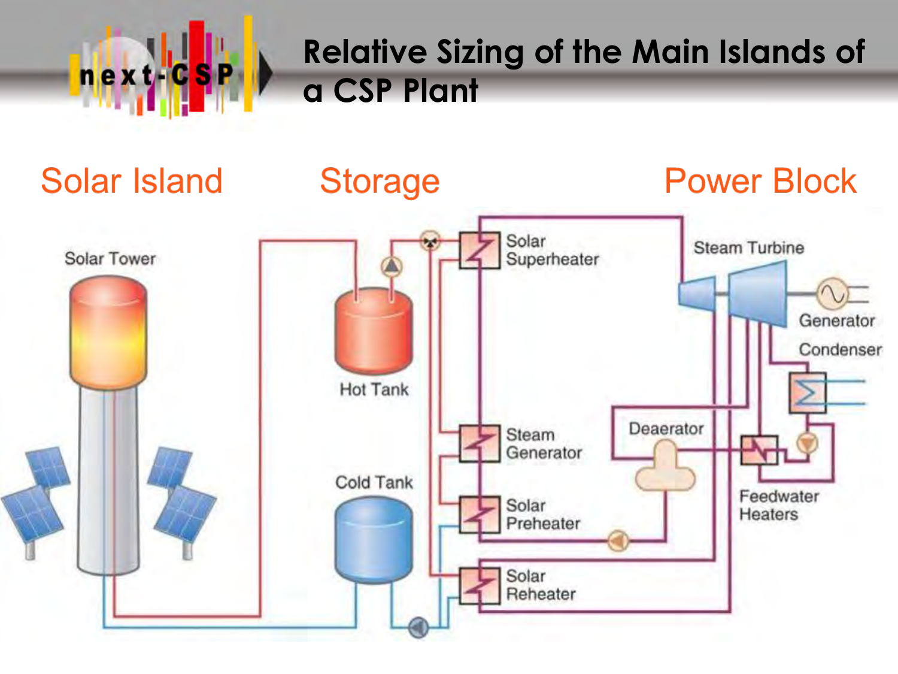# Relative Sizing of the Main Islands of a CSP Plant

Solar Island

Storage

Power Block

Solar Tower

Hot Tank

Cold Tank

Solar Superheater

Steam Generator

Solar Preheater

Solar Reheater

Steam Turbine

Generator

Condenser

Deaerator

Feedwater Heaters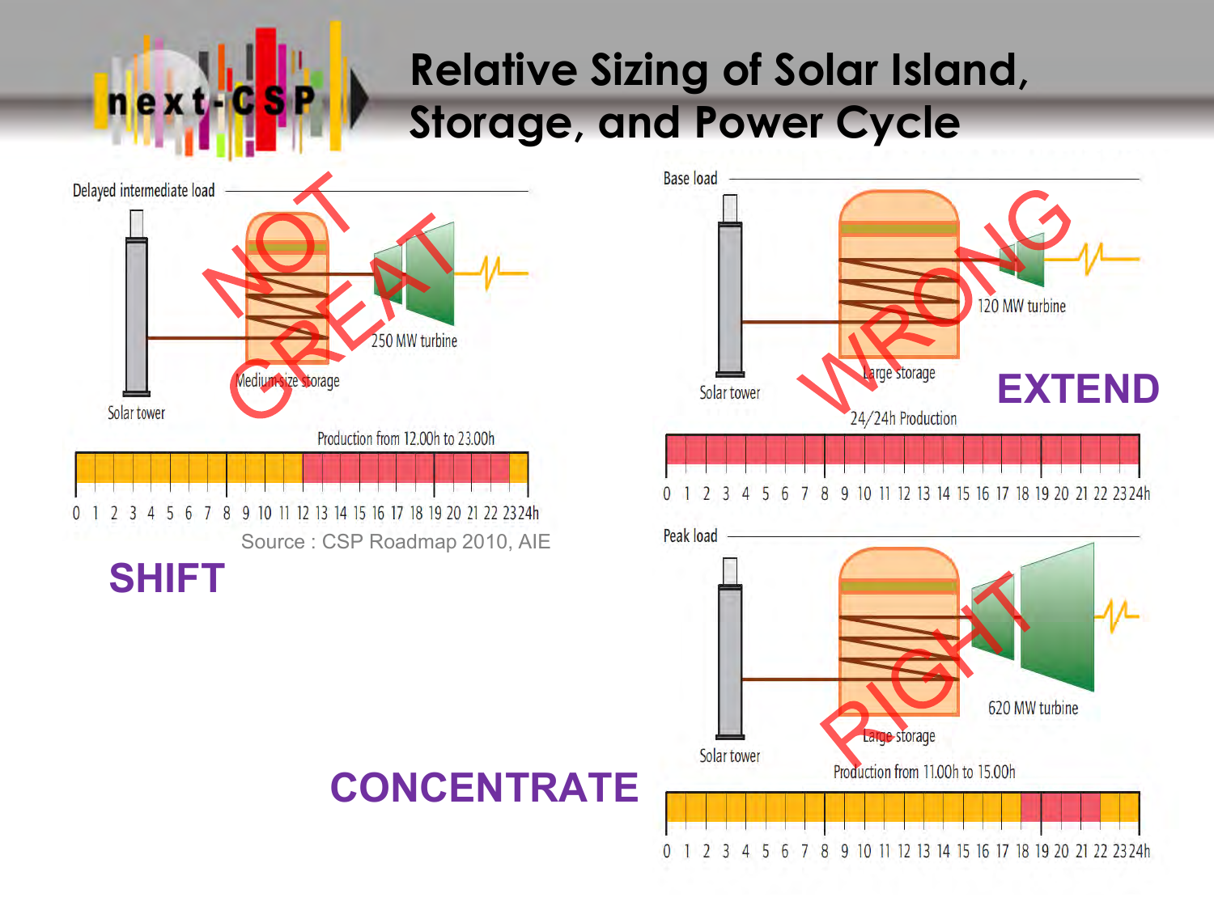# Relative Sizing of Solar Island, Storage, and Power Cycle

Delayed intermediate load

Solar tower

Medium-size storage

250 MW turbine

Production from 12.00h to 23.00h

0 1 2 3 4 5 6 7 8 9 10 11 12 13 14 15 16 17 18 19 20 21 22 23 24h

NOT GREAT

Source : CSP Roadmap 2010, AIE

**SHIFT**

Base load

Solar tower

Large storage

120 MW turbine

24/24h Production

0 1 2 3 4 5 6 7 8 9 10 11 12 13 14 15 16 17 18 19 20 21 22 23 24h

WRONG

**EXTEND**

Peak load

Solar tower

Large storage

620 MW turbine

Production from 11.00h to 15.00h

0 1 2 3 4 5 6 7 8 9 10 11 12 13 14 15 16 17 18 19 20 21 22 23 24h

RIGHT

**CONCENTRATE**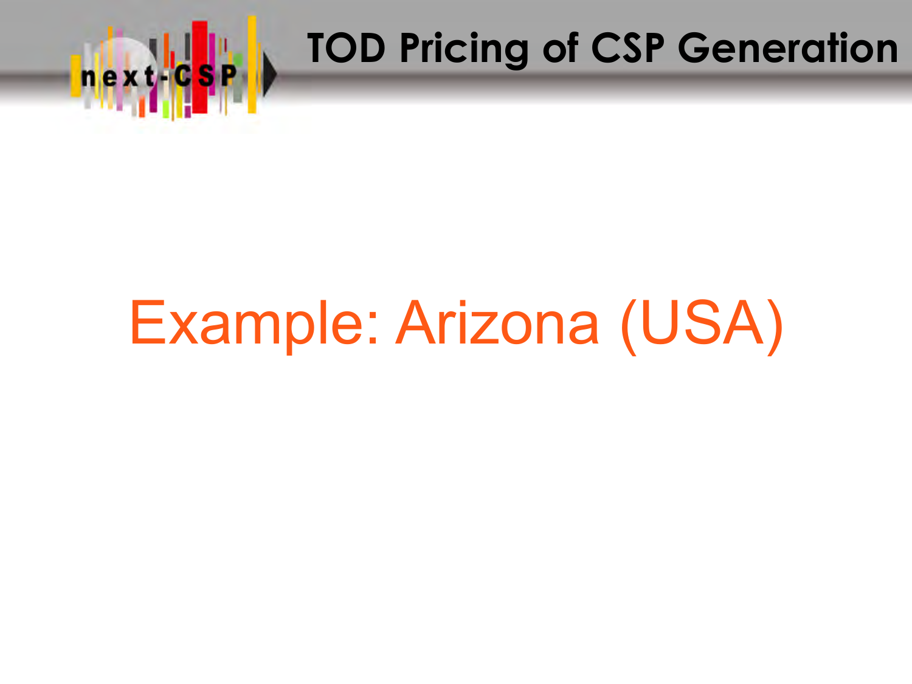# TOD Pricing of CSP Generation

## Example: Arizona (USA)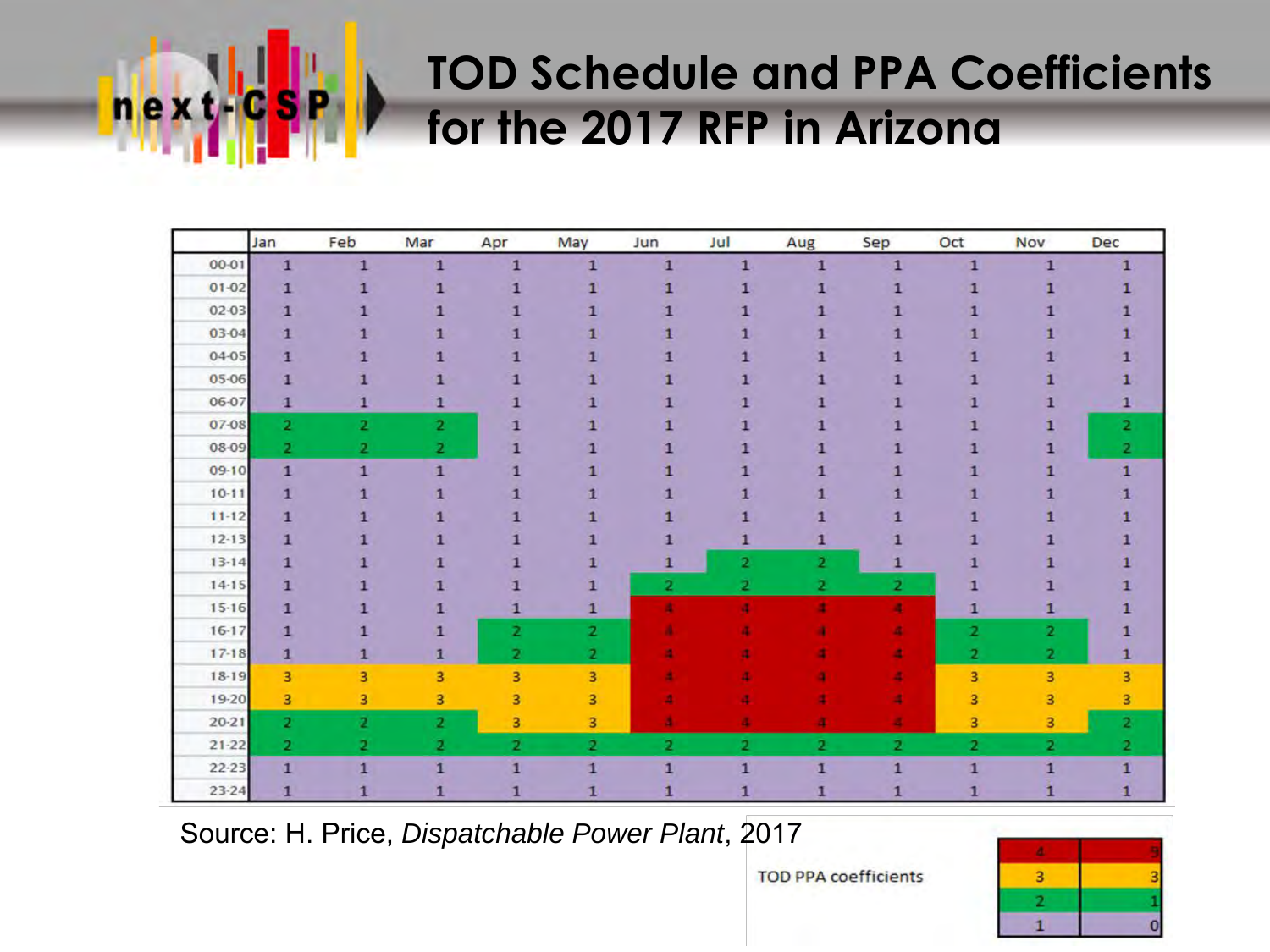# TOD Schedule and PPA Coefficients for the 2017 RFP in Arizona

| | Jan | Feb | Mar | Apr | May | Jun | Jul | Aug | Sep | Oct | Nov | Dec |
|---|---|---|---|---|---|---|---|---|---|---|---|---|
| 00-01 | 1 | 1 | 1 | 1 | 1 | 1 | 1 | 1 | 1 | 1 | 1 | 1 |
| 01-02 | 1 | 1 | 1 | 1 | 1 | 1 | 1 | 1 | 1 | 1 | 1 | 1 |
| 02-03 | 1 | 1 | 1 | 1 | 1 | 1 | 1 | 1 | 1 | 1 | 1 | 1 |
| 03-04 | 1 | 1 | 1 | 1 | 1 | 1 | 1 | 1 | 1 | 1 | 1 | 1 |
| 04-05 | 1 | 1 | 1 | 1 | 1 | 1 | 1 | 1 | 1 | 1 | 1 | 1 |
| 05-06 | 1 | 1 | 1 | 1 | 1 | 1 | 1 | 1 | 1 | 1 | 1 | 1 |
| 06-07 | 1 | 1 | 1 | 1 | 1 | 1 | 1 | 1 | 1 | 1 | 1 | 1 |
| 07-08 | 2 | 2 | 2 | 1 | 1 | 1 | 1 | 1 | 1 | 1 | 1 | 2 |
| 08-09 | 2 | 2 | 2 | 1 | 1 | 1 | 1 | 1 | 1 | 1 | 1 | 2 |
| 09-10 | 1 | 1 | 1 | 1 | 1 | 1 | 1 | 1 | 1 | 1 | 1 | 1 |
| 10-11 | 1 | 1 | 1 | 1 | 1 | 1 | 1 | 1 | 1 | 1 | 1 | 1 |
| 11-12 | 1 | 1 | 1 | 1 | 1 | 1 | 1 | 1 | 1 | 1 | 1 | 1 |
| 12-13 | 1 | 1 | 1 | 1 | 1 | 1 | 1 | 1 | 1 | 1 | 1 | 1 |
| 13-14 | 1 | 1 | 1 | 1 | 1 | 1 | 2 | 2 | 1 | 1 | 1 | 1 |
| 14-15 | 1 | 1 | 1 | 1 | 1 | 2 | 2 | 2 | 2 | 1 | 1 | 1 |
| 15-16 | 1 | 1 | 1 | 1 | 1 | 4 | 4 | 4 | 4 | 1 | 1 | 1 |
| 16-17 | 1 | 1 | 1 | 2 | 2 | 4 | 4 | 4 | 4 | 2 | 2 | 1 |
| 17-18 | 1 | 1 | 1 | 2 | 2 | 4 | 4 | 4 | 4 | 2 | 2 | 1 |
| 18-19 | 3 | 3 | 3 | 3 | 3 | 4 | 4 | 4 | 4 | 3 | 3 | 3 |
| 19-20 | 3 | 3 | 3 | 3 | 3 | 4 | 4 | 4 | 4 | 3 | 3 | 3 |
| 20-21 | 2 | 2 | 2 | 3 | 3 | 4 | 4 | 4 | 4 | 3 | 3 | 2 |
| 21-22 | 2 | 2 | 2 | 2 | 2 | 2 | 2 | 2 | 2 | 2 | 2 | 2 |
| 22-23 | 1 | 1 | 1 | 1 | 1 | 1 | 1 | 1 | 1 | 1 | 1 | 1 |
| 23-24 | 1 | 1 | 1 | 1 | 1 | 1 | 1 | 1 | 1 | 1 | 1 | 1 |

Source: H. Price, *Dispatchable Power Plant*, 2017

TOD PPA coefficients

| Period | Coefficient |
|---|---|
| 4 | 9 |
| 3 | 3 |
| 2 | 1 |
| 1 | 0 |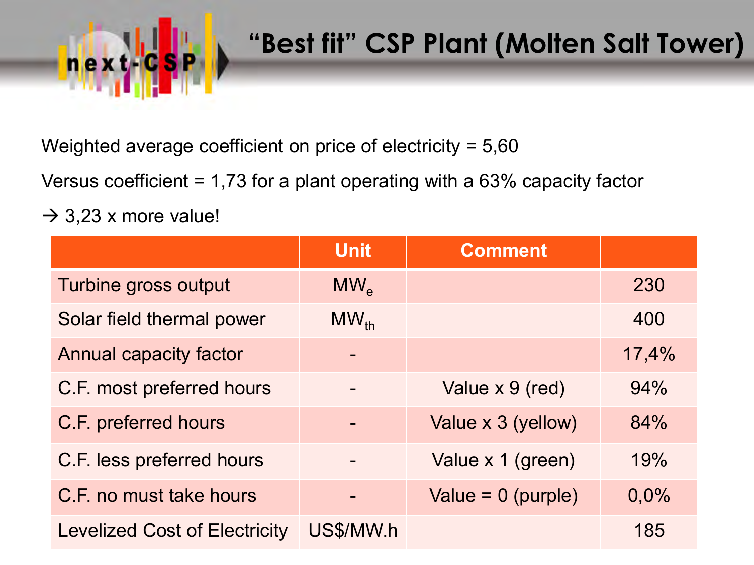# “Best fit” CSP Plant (Molten Salt Tower)

Weighted average coefficient on price of electricity = 5,60

Versus coefficient = 1,73 for a plant operating with a 63% capacity factor

→ 3,23 x more value!

| | Unit | Comment | |
|---|---|---|---|
| Turbine gross output | $MW_e$ | | 230 |
| Solar field thermal power | $MW_{th}$ | | 400 |
| Annual capacity factor | - | | 17,4% |
| C.F. most preferred hours | - | Value x 9 (red) | 94% |
| C.F. preferred hours | - | Value x 3 (yellow) | 84% |
| C.F. less preferred hours | - | Value x 1 (green) | 19% |
| C.F. no must take hours | - | Value = 0 (purple) | 0,0% |
| Levelized Cost of Electricity | US$/MW.h | | 185 |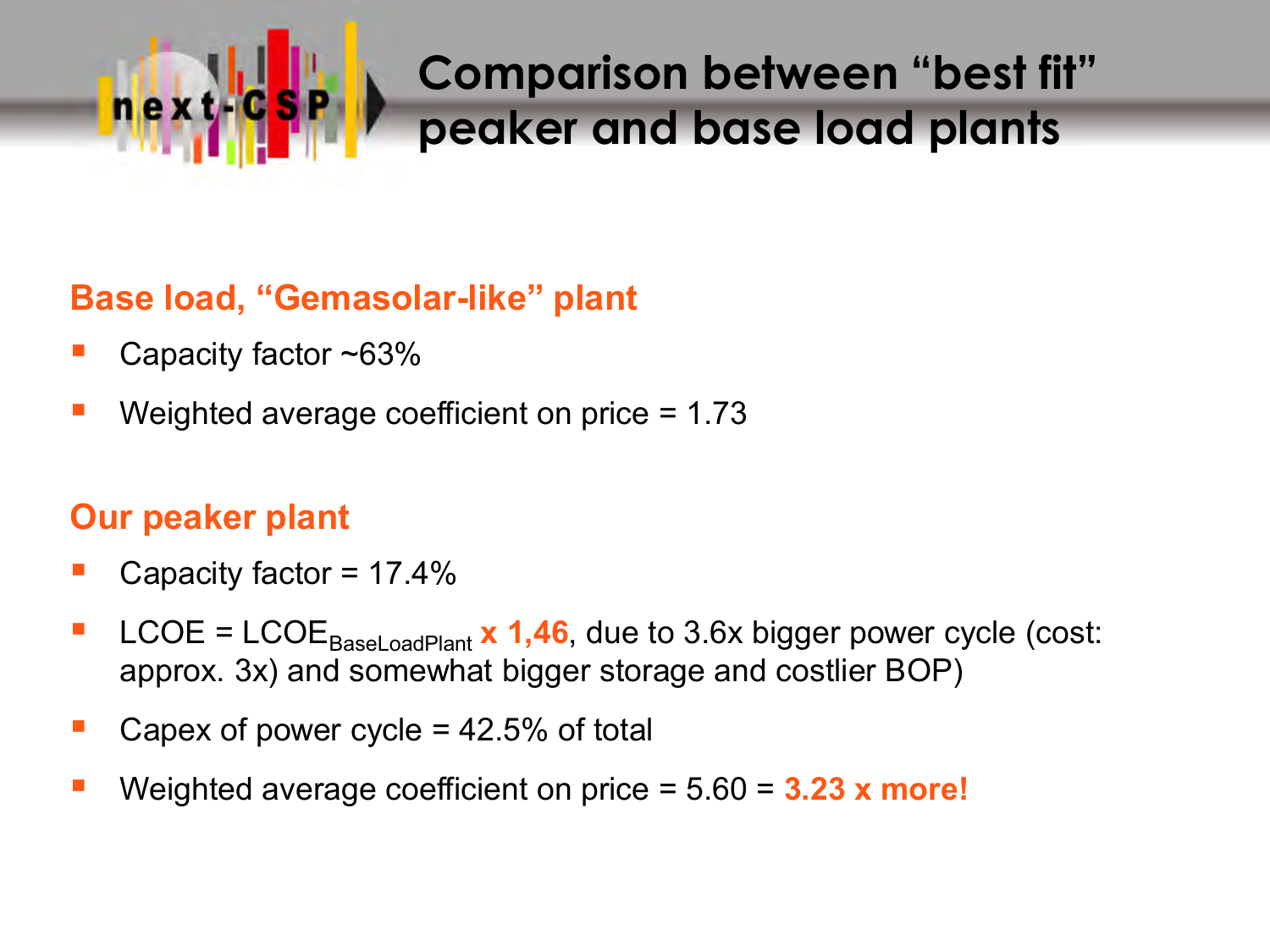# Comparison between "best fit" peaker and base load plants

### Base load, "Gemasolar-like" plant

- Capacity factor ~63%
- Weighted average coefficient on price = 1.73

### Our peaker plant

- Capacity factor = 17.4%
- LCOE = $LCOE_{BaseLoadPlant}$ **x 1,46**, due to 3.6x bigger power cycle (cost: approx. 3x) and somewhat bigger storage and costlier BOP)
- Capex of power cycle = 42.5% of total
- Weighted average coefficient on price = 5.60 = **3.23 x more!**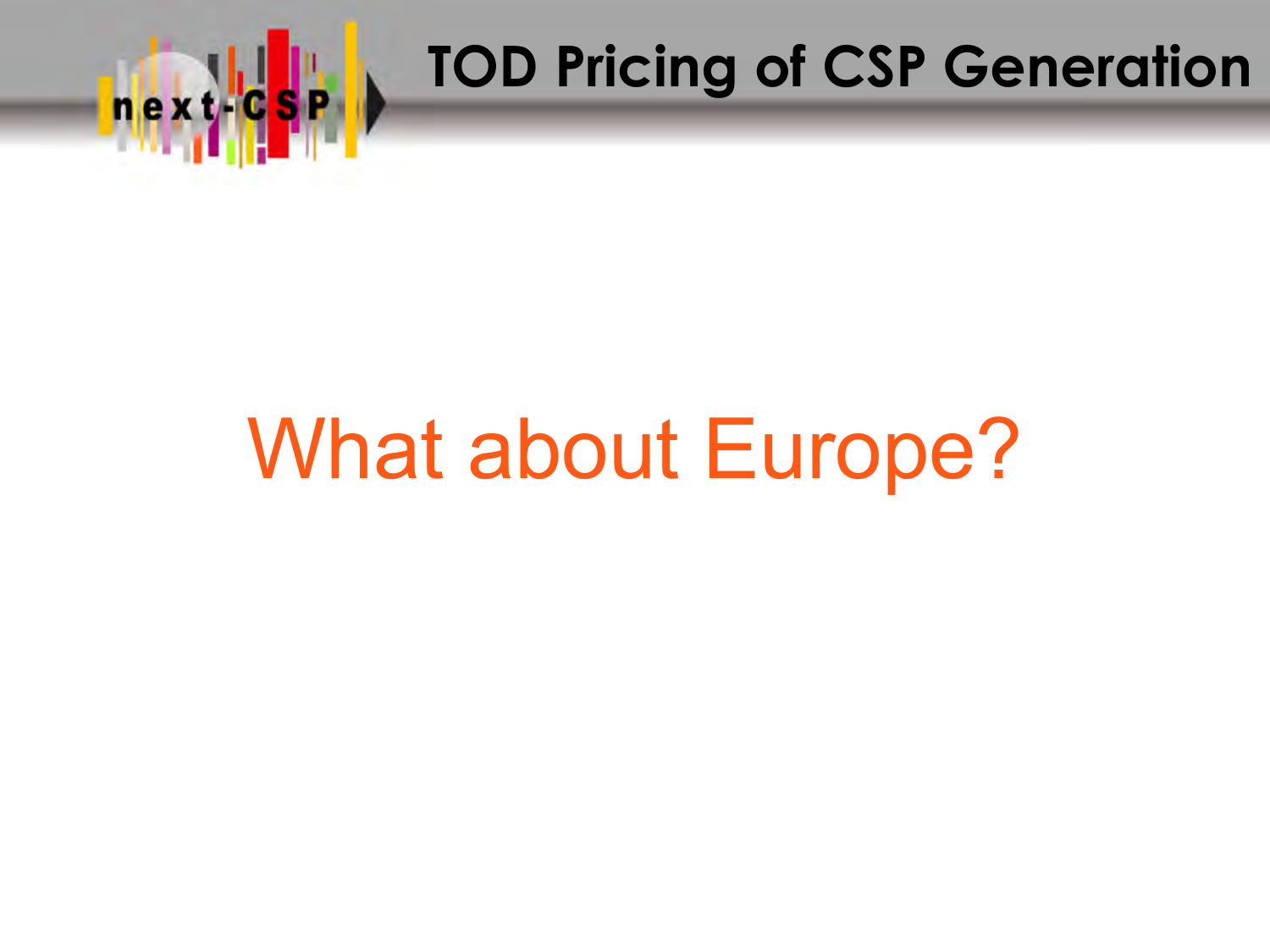# TOD Pricing of CSP Generation

What about Europe?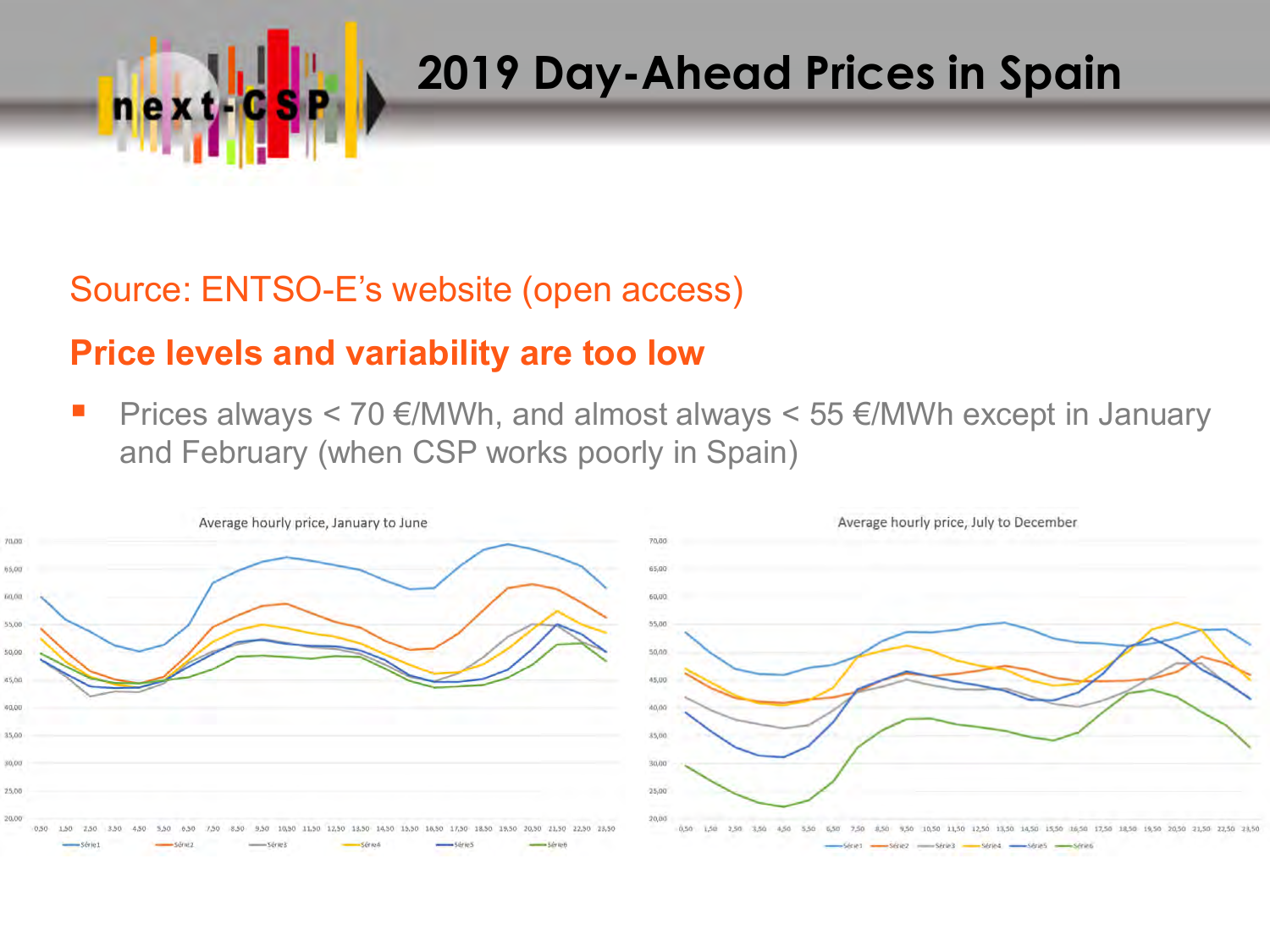# 2019 Day-Ahead Prices in Spain

Source: ENTSO-E's website (open access)

**Price levels and variability are too low**

- Prices always < 70 €/MWh, and almost always < 55 €/MWh except in January and February (when CSP works poorly in Spain)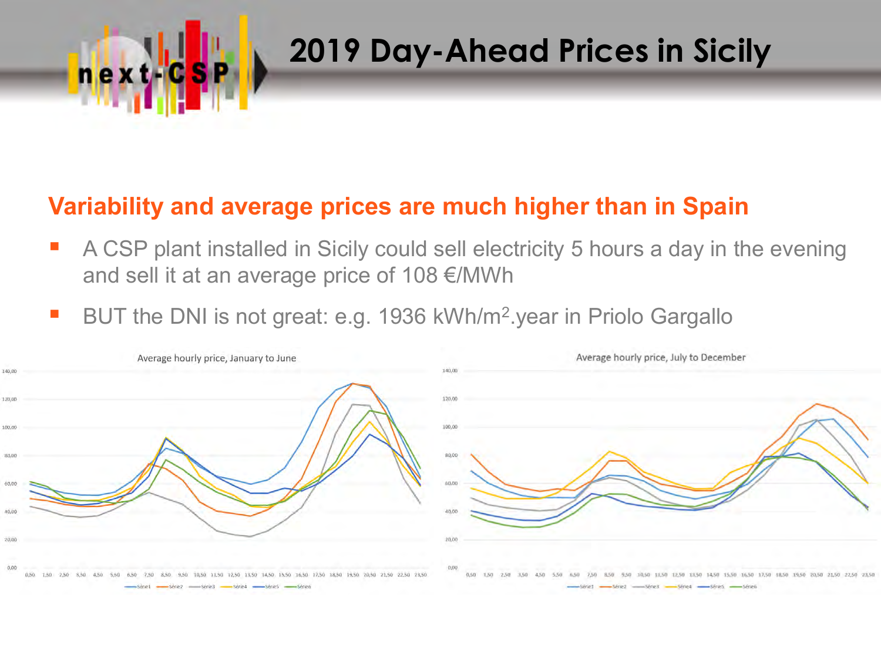# 2019 Day-Ahead Prices in Sicily

## Variability and average prices are much higher than in Spain

- A CSP plant installed in Sicily could sell electricity 5 hours a day in the evening and sell it at an average price of 108 €/MWh
- BUT the DNI is not great: e.g. 1936 $kWh/m^2$.year in Priolo Gargallo

Average hourly price, January to June

Average hourly price, July to December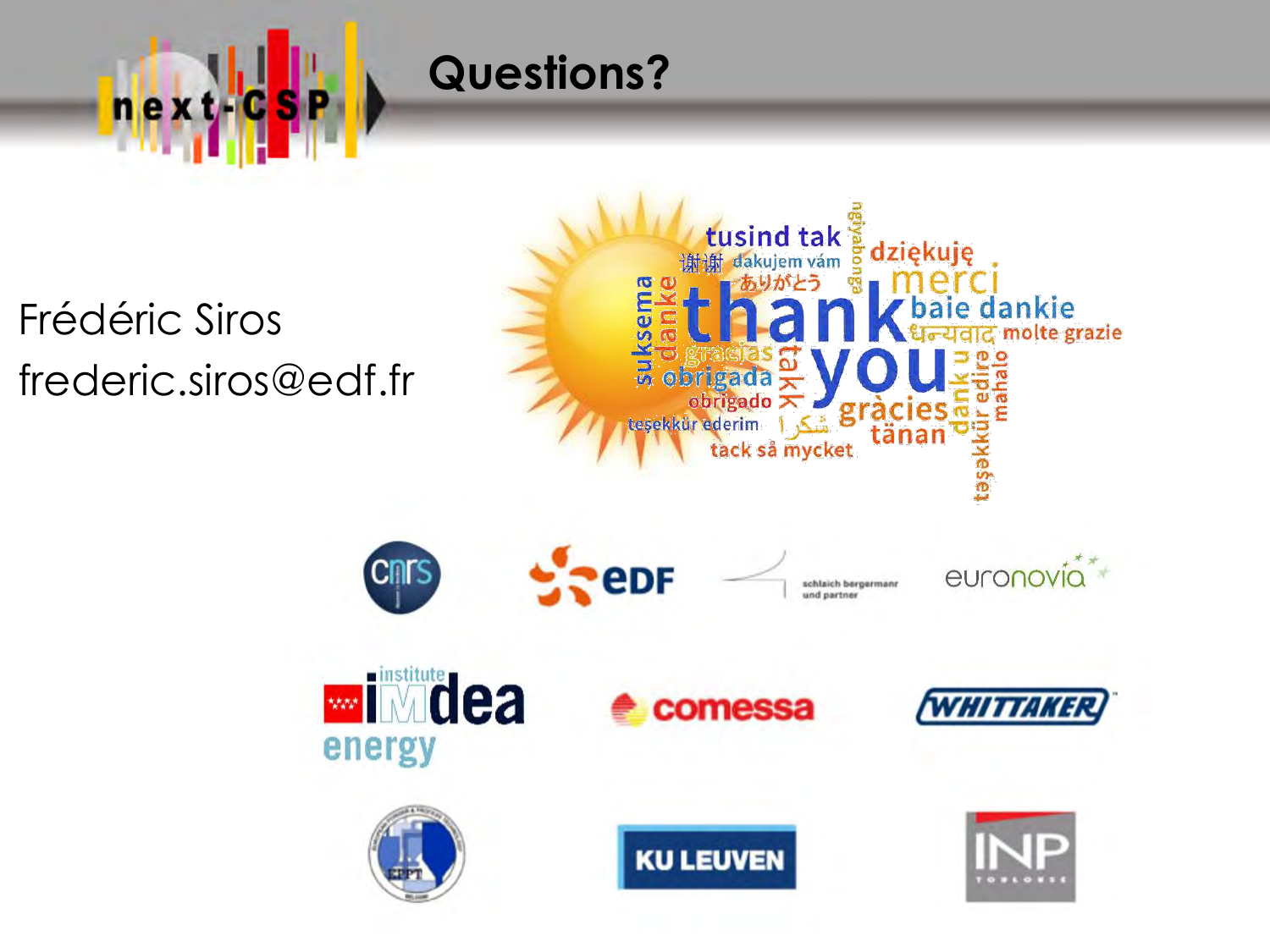# Questions?

Frédéric Siros

frederic.siros@edf.fr